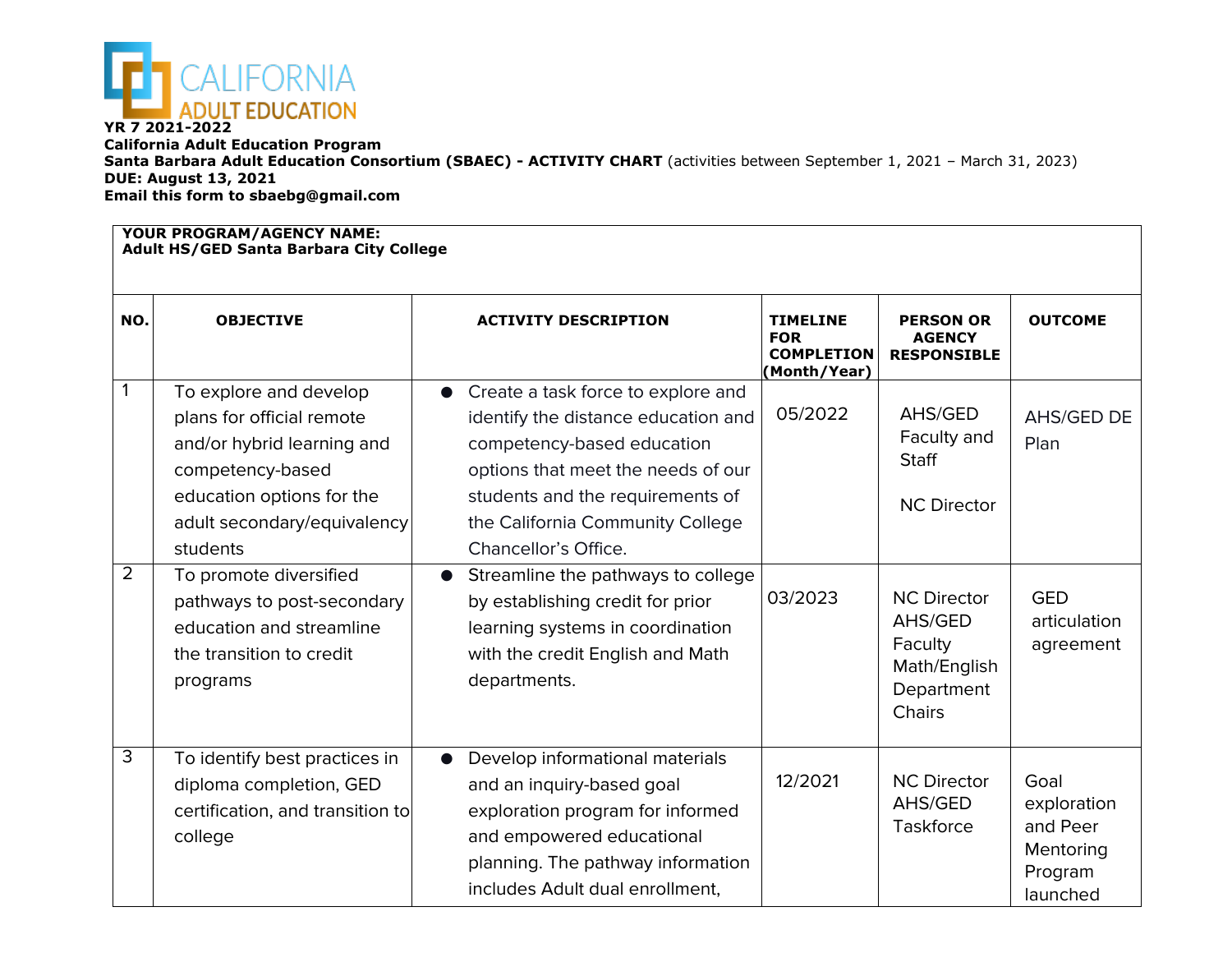**YR 7 2021-2022**
**California Adult Education Program**
**Santa Barbara Adult Education Consortium (SBAEC) - ACTIVITY CHART** (activities between September 1, 2021 – March 31, 2023)
**DUE: August 13, 2021**
**Email this form to sbaebg@gmail.com**

**YOUR PROGRAM/AGENCY NAME:**
**Adult HS/GED Santa Barbara City College**

| NO. | OBJECTIVE | ACTIVITY DESCRIPTION | TIMELINE FOR COMPLETION (Month/Year) | PERSON OR AGENCY RESPONSIBLE | OUTCOME |
|---|---|---|---|---|---|
| 1 | To explore and develop plans for official remote and/or hybrid learning and competency-based education options for the adult secondary/equivalency students | • Create a task force to explore and identify the distance education and competency-based education options that meet the needs of our students and the requirements of the California Community College Chancellor's Office. | 05/2022 | AHS/GED Faculty and Staff<br><br>NC Director | AHS/GED DE Plan |
| 2 | To promote diversified pathways to post-secondary education and streamline the transition to credit programs | • Streamline the pathways to college by establishing credit for prior learning systems in coordination with the credit English and Math departments. | 03/2023 | NC Director AHS/GED Faculty Math/English Department Chairs | GED articulation agreement |
| 3 | To identify best practices in diploma completion, GED certification, and transition to college | • Develop informational materials and an inquiry-based goal exploration program for informed and empowered educational planning. The pathway information includes Adult dual enrollment, | 12/2021 | NC Director AHS/GED Taskforce | Goal exploration and Peer Mentoring Program launched |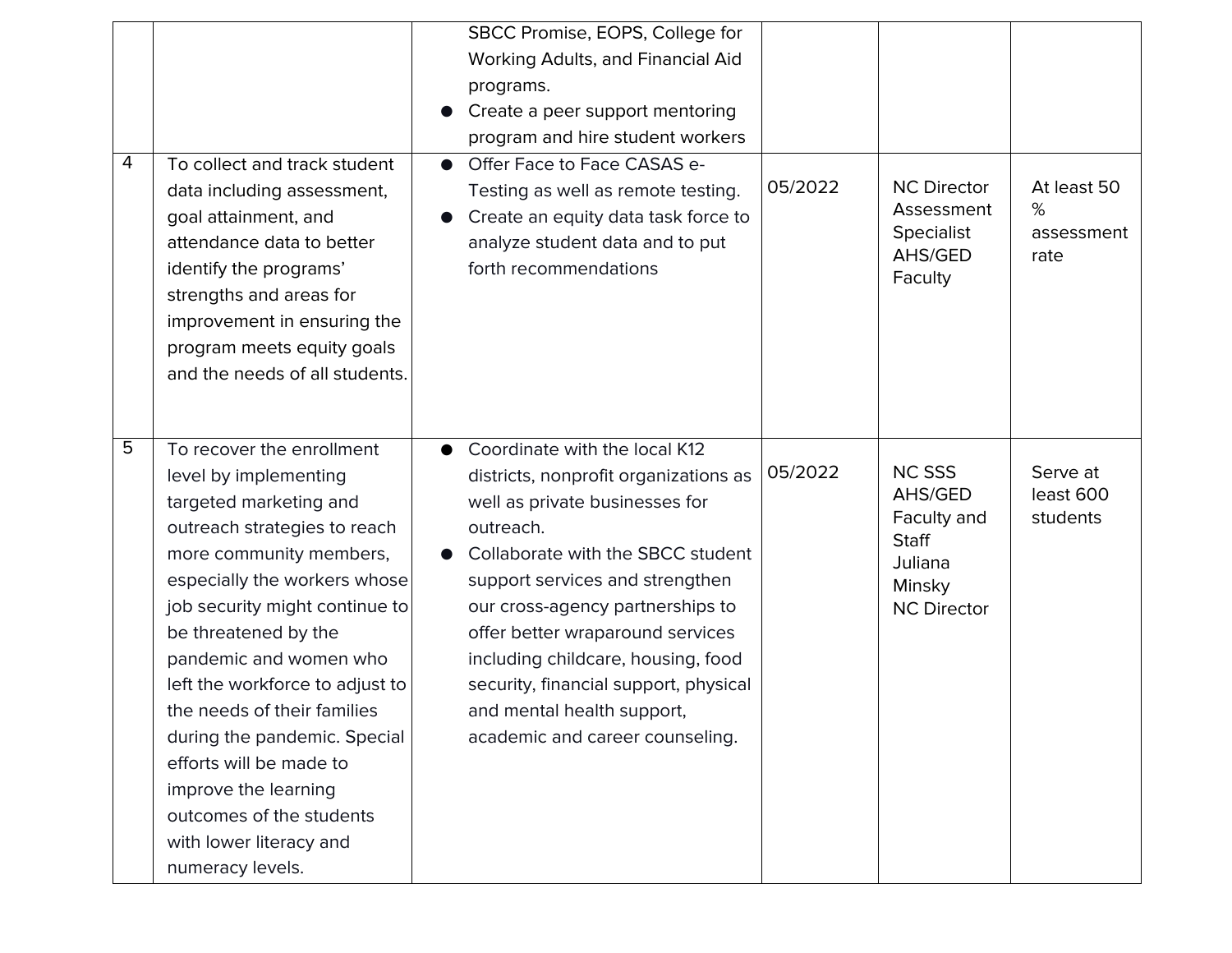| | | | | | |
|---|---|---|---|---|---|
| | | SBCC Promise, EOPS, College for Working Adults, and Financial Aid programs.<br>● Create a peer support mentoring program and hire student workers | | | |
| 4 | To collect and track student data including assessment, goal attainment, and attendance data to better identify the programs' strengths and areas for improvement in ensuring the program meets equity goals and the needs of all students. | ● Offer Face to Face CASAS e-Testing as well as remote testing.<br>● Create an equity data task force to analyze student data and to put forth recommendations | 05/2022 | NC Director<br>Assessment Specialist<br>AHS/GED Faculty | At least 50 % assessment rate |
| 5 | To recover the enrollment level by implementing targeted marketing and outreach strategies to reach more community members, especially the workers whose job security might continue to be threatened by the pandemic and women who left the workforce to adjust to the needs of their families during the pandemic. Special efforts will be made to improve the learning outcomes of the students with lower literacy and numeracy levels. | ● Coordinate with the local K12 districts, nonprofit organizations as well as private businesses for outreach.<br>● Collaborate with the SBCC student support services and strengthen our cross-agency partnerships to offer better wraparound services including childcare, housing, food security, financial support, physical and mental health support, academic and career counseling. | 05/2022 | NC SSS<br>AHS/GED Faculty and Staff<br>Juliana Minsky<br>NC Director | Serve at least 600 students |